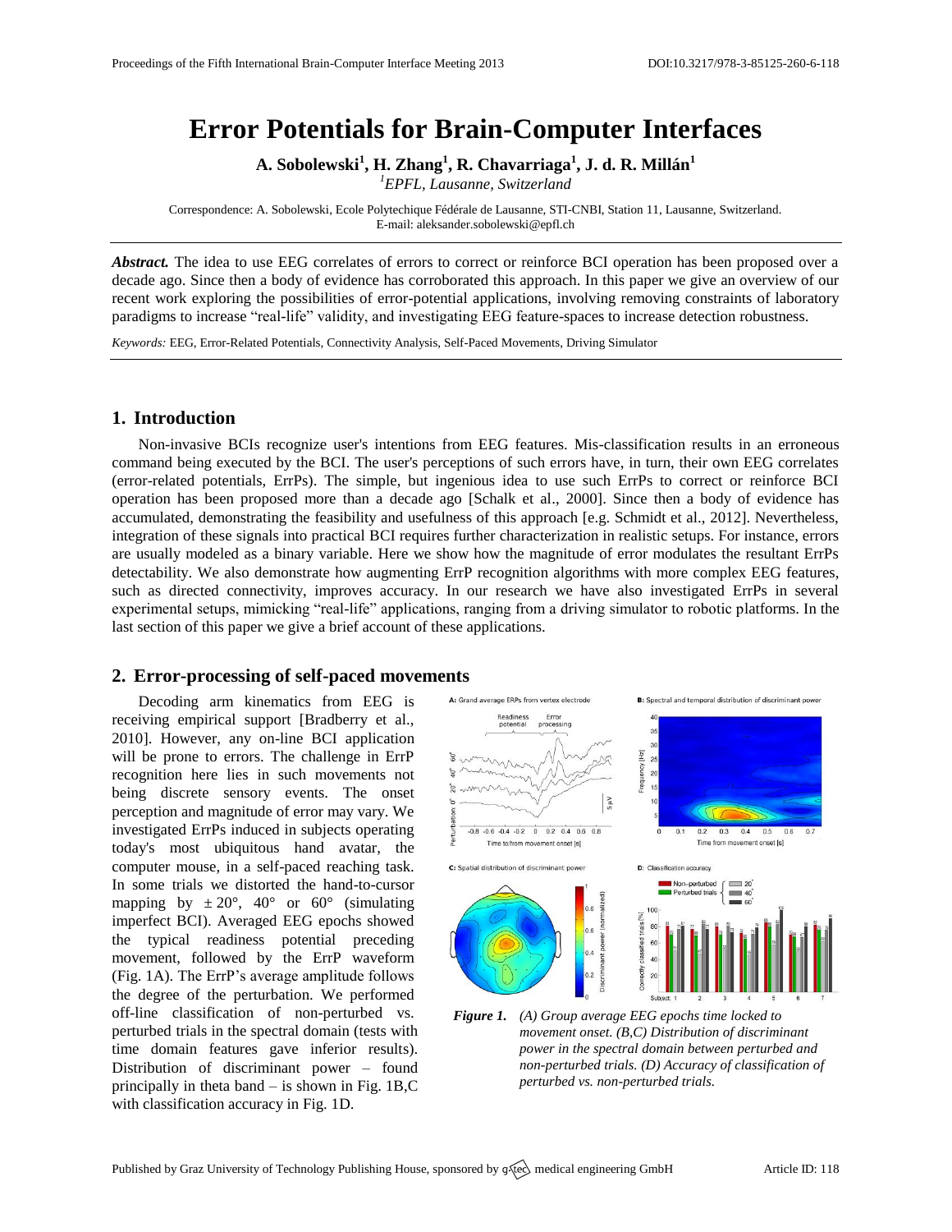# Error Potentials for Brain-Computer Interfaces

**A. Sobolewski[1], H. Zhang[1], R. Chavarriaga[1], J. d. R. Millán[1]**

[1] *EPFL, Lausanne, Switzerland*

Correspondence: A. Sobolewski, Ecole Polytechique Fédérale de Lausanne, STI-CNBI, Station 11, Lausanne, Switzerland.
E-mail: aleksander.sobolewski@epfl.ch

***Abstract.*** The idea to use EEG correlates of errors to correct or reinforce BCI operation has been proposed over a decade ago. Since then a body of evidence has corroborated this approach. In this paper we give an overview of our recent work exploring the possibilities of error-potential applications, involving removing constraints of laboratory paradigms to increase "real-life" validity, and investigating EEG feature-spaces to increase detection robustness.

*Keywords:* EEG, Error-Related Potentials, Connectivity Analysis, Self-Paced Movements, Driving Simulator

## 1. Introduction

Non-invasive BCIs recognize user's intentions from EEG features. Mis-classification results in an erroneous command being executed by the BCI. The user's perceptions of such errors have, in turn, their own EEG correlates (error-related potentials, ErrPs). The simple, but ingenious idea to use such ErrPs to correct or reinforce BCI operation has been proposed more than a decade ago [Schalk et al., 2000]. Since then a body of evidence has accumulated, demonstrating the feasibility and usefulness of this approach [e.g. Schmidt et al., 2012]. Nevertheless, integration of these signals into practical BCI requires further characterization in realistic setups. For instance, errors are usually modeled as a binary variable. Here we show how the magnitude of error modulates the resultant ErrPs detectability. We also demonstrate how augmenting ErrP recognition algorithms with more complex EEG features, such as directed connectivity, improves accuracy. In our research we have also investigated ErrPs in several experimental setups, mimicking "real-life" applications, ranging from a driving simulator to robotic platforms. In the last section of this paper we give a brief account of these applications.

## 2. Error-processing of self-paced movements

Decoding arm kinematics from EEG is receiving empirical support [Bradberry et al., 2010]. However, any on-line BCI application will be prone to errors. The challenge in ErrP recognition here lies in such movements not being discrete sensory events. The onset perception and magnitude of error may vary. We investigated ErrPs induced in subjects operating today's most ubiquitous hand avatar, the computer mouse, in a self-paced reaching task. In some trials we distorted the hand-to-cursor mapping by $\pm 20°$, $40°$ or $60°$ (simulating imperfect BCI). Averaged EEG epochs showed the typical readiness potential preceding movement, followed by the ErrP waveform (Fig. 1A). The ErrP's average amplitude follows the degree of the perturbation. We performed off-line classification of non-perturbed vs. perturbed trials in the spectral domain (tests with time domain features gave inferior results). Distribution of discriminant power – found principally in theta band – is shown in Fig. 1B,C with classification accuracy in Fig. 1D.

***Figure 1.*** *(A) Group average EEG epochs time locked to movement onset. (B,C) Distribution of discriminant power in the spectral domain between perturbed and non-perturbed trials. (D) Accuracy of classification of perturbed vs. non-perturbed trials.*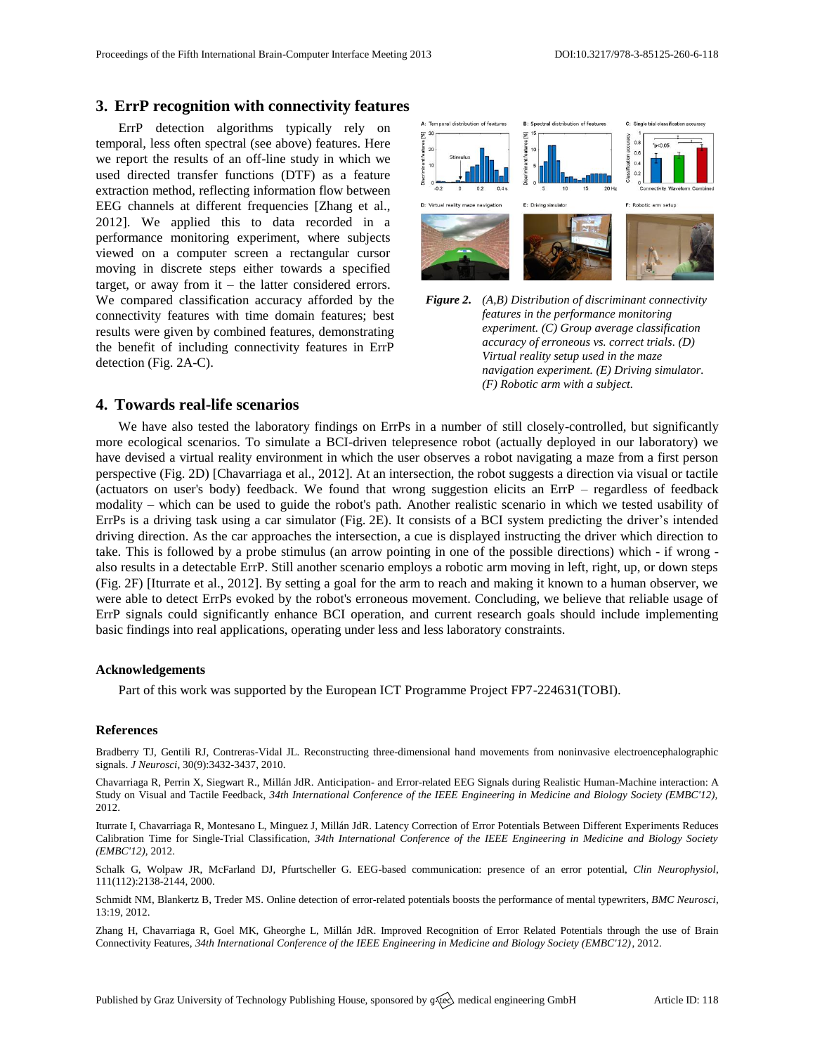## 3. ErrP recognition with connectivity features

ErrP detection algorithms typically rely on temporal, less often spectral (see above) features. Here we report the results of an off-line study in which we used directed transfer functions (DTF) as a feature extraction method, reflecting information flow between EEG channels at different frequencies [Zhang et al., 2012]. We applied this to data recorded in a performance monitoring experiment, where subjects viewed on a computer screen a rectangular cursor moving in discrete steps either towards a specified target, or away from it – the latter considered errors. We compared classification accuracy afforded by the connectivity features with time domain features; best results were given by combined features, demonstrating the benefit of including connectivity features in ErrP detection (Fig. 2A-C).

A: Temporal distribution of features
B: Spectral distribution of features
C: Single trial classification accuracy
D: Virtual reality maze navigation
E: Driving simulator
F: Robotic arm setup

***Figure 2.*** *(A,B) Distribution of discriminant connectivity features in the performance monitoring experiment. (C) Group average classification accuracy of erroneous vs. correct trials. (D) Virtual reality setup used in the maze navigation experiment. (E) Driving simulator. (F) Robotic arm with a subject.*

## 4. Towards real-life scenarios

We have also tested the laboratory findings on ErrPs in a number of still closely-controlled, but significantly more ecological scenarios. To simulate a BCI-driven telepresence robot (actually deployed in our laboratory) we have devised a virtual reality environment in which the user observes a robot navigating a maze from a first person perspective (Fig. 2D) [Chavarriaga et al., 2012]. At an intersection, the robot suggests a direction via visual or tactile (actuators on user's body) feedback. We found that wrong suggestion elicits an ErrP – regardless of feedback modality – which can be used to guide the robot's path. Another realistic scenario in which we tested usability of ErrPs is a driving task using a car simulator (Fig. 2E). It consists of a BCI system predicting the driver's intended driving direction. As the car approaches the intersection, a cue is displayed instructing the driver which direction to take. This is followed by a probe stimulus (an arrow pointing in one of the possible directions) which - if wrong - also results in a detectable ErrP. Still another scenario employs a robotic arm moving in left, right, up, or down steps (Fig. 2F) [Iturrate et al., 2012]. By setting a goal for the arm to reach and making it known to a human observer, we were able to detect ErrPs evoked by the robot's erroneous movement. Concluding, we believe that reliable usage of ErrP signals could significantly enhance BCI operation, and current research goals should include implementing basic findings into real applications, operating under less and less laboratory constraints.

### Acknowledgements

Part of this work was supported by the European ICT Programme Project FP7-224631(TOBI).

### References

Bradberry TJ, Gentili RJ, Contreras-Vidal JL. Reconstructing three-dimensional hand movements from noninvasive electroencephalographic signals. *J Neurosci*, 30(9):3432-3437, 2010.

Chavarriaga R, Perrin X, Siegwart R., Millán JdR. Anticipation- and Error-related EEG Signals during Realistic Human-Machine interaction: A Study on Visual and Tactile Feedback, *34th International Conference of the IEEE Engineering in Medicine and Biology Society (EMBC'12)*, 2012.

Iturrate I, Chavarriaga R, Montesano L, Minguez J, Millán JdR. Latency Correction of Error Potentials Between Different Experiments Reduces Calibration Time for Single-Trial Classification, *34th International Conference of the IEEE Engineering in Medicine and Biology Society (EMBC'12)*, 2012.

Schalk G, Wolpaw JR, McFarland DJ, Pfurtscheller G. EEG-based communication: presence of an error potential, *Clin Neurophysiol*, 111(112):2138-2144, 2000.

Schmidt NM, Blankertz B, Treder MS. Online detection of error-related potentials boosts the performance of mental typewriters, *BMC Neurosci*, 13:19, 2012.

Zhang H, Chavarriaga R, Goel MK, Gheorghe L, Millán JdR. Improved Recognition of Error Related Potentials through the use of Brain Connectivity Features, *34th International Conference of the IEEE Engineering in Medicine and Biology Society (EMBC'12)*, 2012.